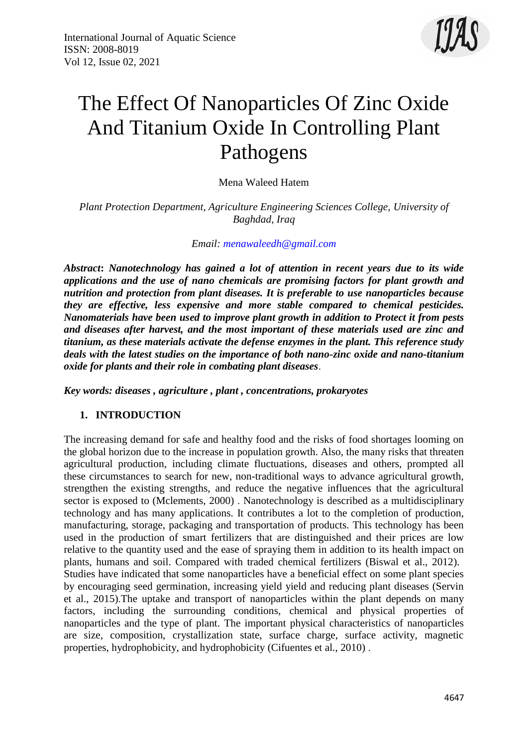# The Effect Of Nanoparticles Of Zinc Oxide And Titanium Oxide In Controlling Plant Pathogens

Mena Waleed Hatem

*Plant Protection Department, Agriculture Engineering Sciences College, University of Baghdad, Iraq*

*Email: menawaleedh@gmail.com*

***Abstract**: Nanotechnology has gained a lot of attention in recent years due to its wide applications and the use of nano chemicals are promising factors for plant growth and nutrition and protection from plant diseases. It is preferable to use nanoparticles because they are effective, less expensive and more stable compared to chemical pesticides. Nanomaterials have been used to improve plant growth in addition to Protect it from pests and diseases after harvest, and the most important of these materials used are zinc and titanium, as these materials activate the defense enzymes in the plant. This reference study deals with the latest studies on the importance of both nano-zinc oxide and nano-titanium oxide for plants and their role in combating plant diseases*.

***Key words: diseases , agriculture , plant , concentrations, prokaryotes***

## 1. INTRODUCTION

The increasing demand for safe and healthy food and the risks of food shortages looming on the global horizon due to the increase in population growth. Also, the many risks that threaten agricultural production, including climate fluctuations, diseases and others, prompted all these circumstances to search for new, non-traditional ways to advance agricultural growth, strengthen the existing strengths, and reduce the negative influences that the agricultural sector is exposed to (Mclements, 2000) . Nanotechnology is described as a multidisciplinary technology and has many applications. It contributes a lot to the completion of production, manufacturing, storage, packaging and transportation of products. This technology has been used in the production of smart fertilizers that are distinguished and their prices are low relative to the quantity used and the ease of spraying them in addition to its health impact on plants, humans and soil. Compared with traded chemical fertilizers (Biswal et al., 2012). Studies have indicated that some nanoparticles have a beneficial effect on some plant species by encouraging seed germination, increasing yield yield and reducing plant diseases (Servin et al., 2015).The uptake and transport of nanoparticles within the plant depends on many factors, including the surrounding conditions, chemical and physical properties of nanoparticles and the type of plant. The important physical characteristics of nanoparticles are size, composition, crystallization state, surface charge, surface activity, magnetic properties, hydrophobicity, and hydrophobicity (Cifuentes et al., 2010) .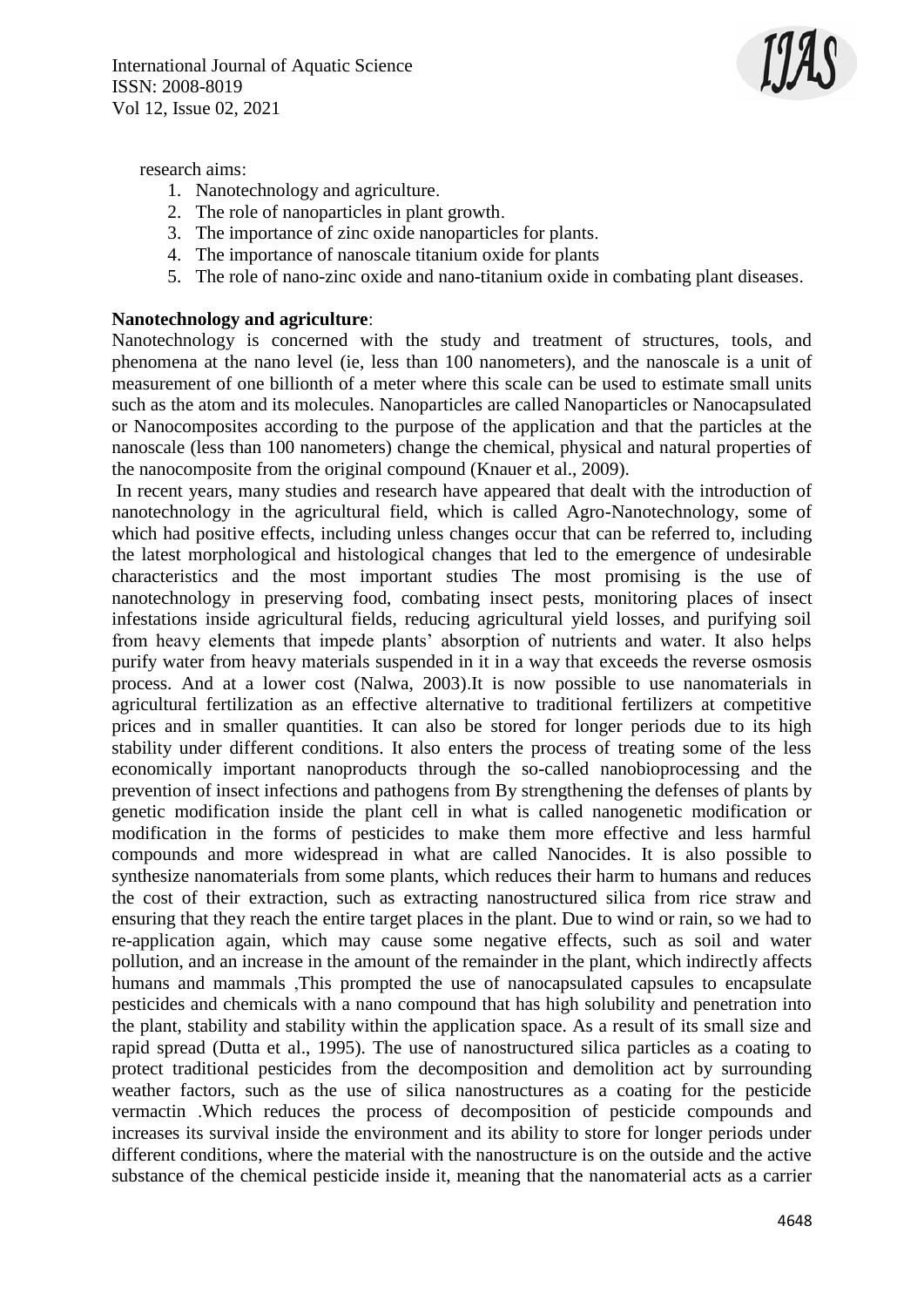research aims:

1. Nanotechnology and agriculture.
2. The role of nanoparticles in plant growth.
3. The importance of zinc oxide nanoparticles for plants.
4. The importance of nanoscale titanium oxide for plants
5. The role of nano-zinc oxide and nano-titanium oxide in combating plant diseases.

**Nanotechnology and agriculture**:

Nanotechnology is concerned with the study and treatment of structures, tools, and phenomena at the nano level (ie, less than 100 nanometers), and the nanoscale is a unit of measurement of one billionth of a meter where this scale can be used to estimate small units such as the atom and its molecules. Nanoparticles are called Nanoparticles or Nanocapsulated or Nanocomposites according to the purpose of the application and that the particles at the nanoscale (less than 100 nanometers) change the chemical, physical and natural properties of the nanocomposite from the original compound (Knauer et al., 2009).

In recent years, many studies and research have appeared that dealt with the introduction of nanotechnology in the agricultural field, which is called Agro-Nanotechnology, some of which had positive effects, including unless changes occur that can be referred to, including the latest morphological and histological changes that led to the emergence of undesirable characteristics and the most important studies The most promising is the use of nanotechnology in preserving food, combating insect pests, monitoring places of insect infestations inside agricultural fields, reducing agricultural yield losses, and purifying soil from heavy elements that impede plants' absorption of nutrients and water. It also helps purify water from heavy materials suspended in it in a way that exceeds the reverse osmosis process. And at a lower cost (Nalwa, 2003).It is now possible to use nanomaterials in agricultural fertilization as an effective alternative to traditional fertilizers at competitive prices and in smaller quantities. It can also be stored for longer periods due to its high stability under different conditions. It also enters the process of treating some of the less economically important nanoproducts through the so-called nanobioprocessing and the prevention of insect infections and pathogens from By strengthening the defenses of plants by genetic modification inside the plant cell in what is called nanogenetic modification or modification in the forms of pesticides to make them more effective and less harmful compounds and more widespread in what are called Nanocides. It is also possible to synthesize nanomaterials from some plants, which reduces their harm to humans and reduces the cost of their extraction, such as extracting nanostructured silica from rice straw and ensuring that they reach the entire target places in the plant. Due to wind or rain, so we had to re-application again, which may cause some negative effects, such as soil and water pollution, and an increase in the amount of the remainder in the plant, which indirectly affects humans and mammals ,This prompted the use of nanocapsulated capsules to encapsulate pesticides and chemicals with a nano compound that has high solubility and penetration into the plant, stability and stability within the application space. As a result of its small size and rapid spread (Dutta et al., 1995). The use of nanostructured silica particles as a coating to protect traditional pesticides from the decomposition and demolition act by surrounding weather factors, such as the use of silica nanostructures as a coating for the pesticide vermactin .Which reduces the process of decomposition of pesticide compounds and increases its survival inside the environment and its ability to store for longer periods under different conditions, where the material with the nanostructure is on the outside and the active substance of the chemical pesticide inside it, meaning that the nanomaterial acts as a carrier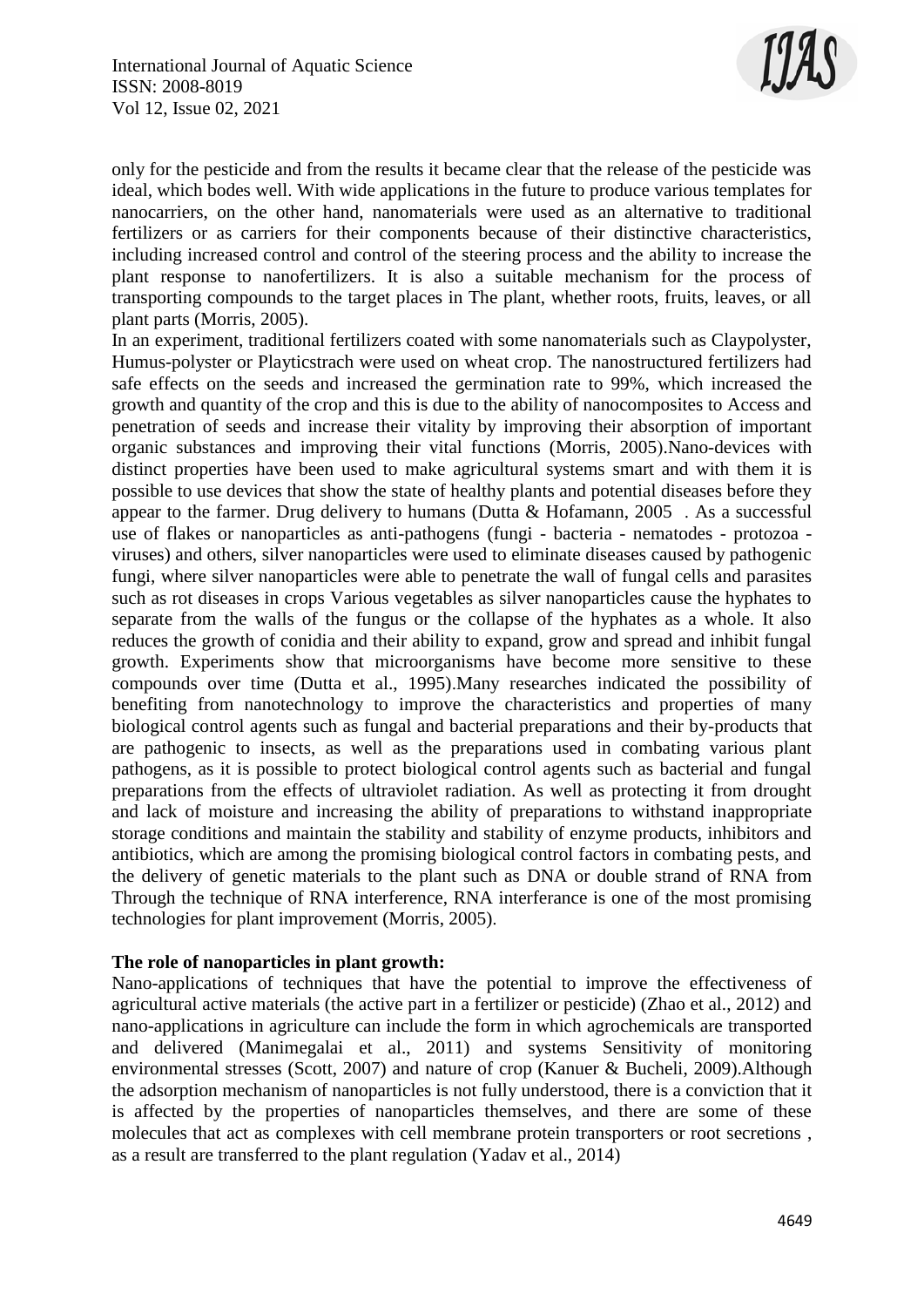only for the pesticide and from the results it became clear that the release of the pesticide was ideal, which bodes well. With wide applications in the future to produce various templates for nanocarriers, on the other hand, nanomaterials were used as an alternative to traditional fertilizers or as carriers for their components because of their distinctive characteristics, including increased control and control of the steering process and the ability to increase the plant response to nanofertilizers. It is also a suitable mechanism for the process of transporting compounds to the target places in The plant, whether roots, fruits, leaves, or all plant parts (Morris, 2005).

In an experiment, traditional fertilizers coated with some nanomaterials such as Claypolyster, Humus-polyster or Playticstrach were used on wheat crop. The nanostructured fertilizers had safe effects on the seeds and increased the germination rate to 99%, which increased the growth and quantity of the crop and this is due to the ability of nanocomposites to Access and penetration of seeds and increase their vitality by improving their absorption of important organic substances and improving their vital functions (Morris, 2005).Nano-devices with distinct properties have been used to make agricultural systems smart and with them it is possible to use devices that show the state of healthy plants and potential diseases before they appear to the farmer. Drug delivery to humans (Dutta & Hofamann, 2005 . As a successful use of flakes or nanoparticles as anti-pathogens (fungi - bacteria - nematodes - protozoa - viruses) and others, silver nanoparticles were used to eliminate diseases caused by pathogenic fungi, where silver nanoparticles were able to penetrate the wall of fungal cells and parasites such as rot diseases in crops Various vegetables as silver nanoparticles cause the hyphates to separate from the walls of the fungus or the collapse of the hyphates as a whole. It also reduces the growth of conidia and their ability to expand, grow and spread and inhibit fungal growth. Experiments show that microorganisms have become more sensitive to these compounds over time (Dutta et al., 1995).Many researches indicated the possibility of benefiting from nanotechnology to improve the characteristics and properties of many biological control agents such as fungal and bacterial preparations and their by-products that are pathogenic to insects, as well as the preparations used in combating various plant pathogens, as it is possible to protect biological control agents such as bacterial and fungal preparations from the effects of ultraviolet radiation. As well as protecting it from drought and lack of moisture and increasing the ability of preparations to withstand inappropriate storage conditions and maintain the stability and stability of enzyme products, inhibitors and antibiotics, which are among the promising biological control factors in combating pests, and the delivery of genetic materials to the plant such as DNA or double strand of RNA from Through the technique of RNA interference, RNA interferance is one of the most promising technologies for plant improvement (Morris, 2005).

**The role of nanoparticles in plant growth:**

Nano-applications of techniques that have the potential to improve the effectiveness of agricultural active materials (the active part in a fertilizer or pesticide) (Zhao et al., 2012) and nano-applications in agriculture can include the form in which agrochemicals are transported and delivered (Manimegalai et al., 2011) and systems Sensitivity of monitoring environmental stresses (Scott, 2007) and nature of crop (Kanuer & Bucheli, 2009).Although the adsorption mechanism of nanoparticles is not fully understood, there is a conviction that it is affected by the properties of nanoparticles themselves, and there are some of these molecules that act as complexes with cell membrane protein transporters or root secretions , as a result are transferred to the plant regulation (Yadav et al., 2014)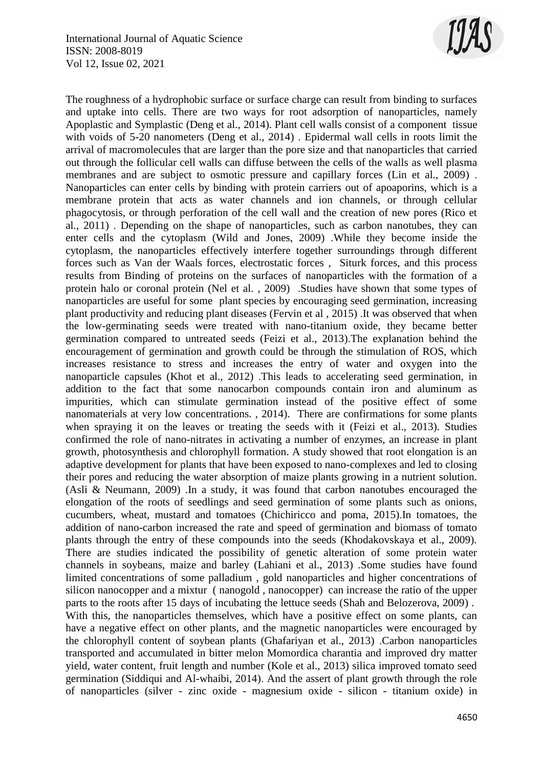The roughness of a hydrophobic surface or surface charge can result from binding to surfaces and uptake into cells. There are two ways for root adsorption of nanoparticles, namely Apoplastic and Symplastic (Deng et al., 2014). Plant cell walls consist of a component tissue with voids of 5-20 nanometers (Deng et al., 2014) . Epidermal wall cells in roots limit the arrival of macromolecules that are larger than the pore size and that nanoparticles that carried out through the follicular cell walls can diffuse between the cells of the walls as well plasma membranes and are subject to osmotic pressure and capillary forces (Lin et al., 2009) . Nanoparticles can enter cells by binding with protein carriers out of apoaporins, which is a membrane protein that acts as water channels and ion channels, or through cellular phagocytosis, or through perforation of the cell wall and the creation of new pores (Rico et al., 2011) . Depending on the shape of nanoparticles, such as carbon nanotubes, they can enter cells and the cytoplasm (Wild and Jones, 2009) .While they become inside the cytoplasm, the nanoparticles effectively interfere together surroundings through different forces such as Van der Waals forces, electrostatic forces , Siturk forces, and this process results from Binding of proteins on the surfaces of nanoparticles with the formation of a protein halo or coronal protein (Nel et al. , 2009) .Studies have shown that some types of nanoparticles are useful for some plant species by encouraging seed germination, increasing plant productivity and reducing plant diseases (Fervin et al , 2015) .It was observed that when the low-germinating seeds were treated with nano-titanium oxide, they became better germination compared to untreated seeds (Feizi et al., 2013).The explanation behind the encouragement of germination and growth could be through the stimulation of ROS, which increases resistance to stress and increases the entry of water and oxygen into the nanoparticle capsules (Khot et al., 2012) .This leads to accelerating seed germination, in addition to the fact that some nanocarbon compounds contain iron and aluminum as impurities, which can stimulate germination instead of the positive effect of some nanomaterials at very low concentrations. , 2014). There are confirmations for some plants when spraying it on the leaves or treating the seeds with it (Feizi et al., 2013). Studies confirmed the role of nano-nitrates in activating a number of enzymes, an increase in plant growth, photosynthesis and chlorophyll formation. A study showed that root elongation is an adaptive development for plants that have been exposed to nano-complexes and led to closing their pores and reducing the water absorption of maize plants growing in a nutrient solution. (Asli & Neumann, 2009) .In a study, it was found that carbon nanotubes encouraged the elongation of the roots of seedlings and seed germination of some plants such as onions, cucumbers, wheat, mustard and tomatoes (Chichiricco and poma, 2015).In tomatoes, the addition of nano-carbon increased the rate and speed of germination and biomass of tomato plants through the entry of these compounds into the seeds (Khodakovskaya et al., 2009). There are studies indicated the possibility of genetic alteration of some protein water channels in soybeans, maize and barley (Lahiani et al., 2013) .Some studies have found limited concentrations of some palladium , gold nanoparticles and higher concentrations of silicon nanocopper and a mixtur ( nanogold , nanocopper) can increase the ratio of the upper parts to the roots after 15 days of incubating the lettuce seeds (Shah and Belozerova, 2009) . With this, the nanoparticles themselves, which have a positive effect on some plants, can have a negative effect on other plants, and the magnetic nanoparticles were encouraged by the chlorophyll content of soybean plants (Ghafariyan et al., 2013) .Carbon nanoparticles transported and accumulated in bitter melon Momordica charantia and improved dry matter yield, water content, fruit length and number (Kole et al., 2013) silica improved tomato seed germination (Siddiqui and Al-whaibi, 2014). And the assert of plant growth through the role of nanoparticles (silver - zinc oxide - magnesium oxide - silicon - titanium oxide) in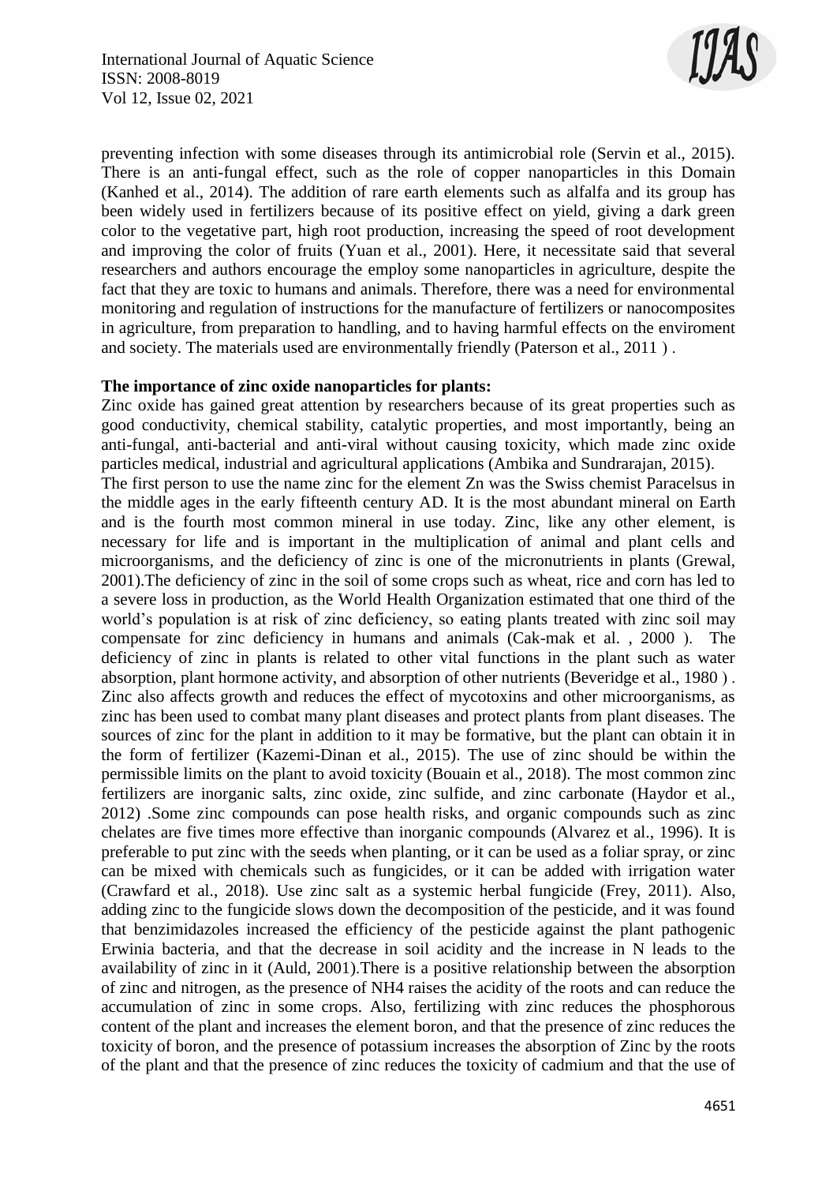preventing infection with some diseases through its antimicrobial role (Servin et al., 2015). There is an anti-fungal effect, such as the role of copper nanoparticles in this Domain (Kanhed et al., 2014). The addition of rare earth elements such as alfalfa and its group has been widely used in fertilizers because of its positive effect on yield, giving a dark green color to the vegetative part, high root production, increasing the speed of root development and improving the color of fruits (Yuan et al., 2001). Here, it necessitate said that several researchers and authors encourage the employ some nanoparticles in agriculture, despite the fact that they are toxic to humans and animals. Therefore, there was a need for environmental monitoring and regulation of instructions for the manufacture of fertilizers or nanocomposites in agriculture, from preparation to handling, and to having harmful effects on the enviroment and society. The materials used are environmentally friendly (Paterson et al., 2011 ) .

**The importance of zinc oxide nanoparticles for plants:**

Zinc oxide has gained great attention by researchers because of its great properties such as good conductivity, chemical stability, catalytic properties, and most importantly, being an anti-fungal, anti-bacterial and anti-viral without causing toxicity, which made zinc oxide particles medical, industrial and agricultural applications (Ambika and Sundrarajan, 2015).

The first person to use the name zinc for the element Zn was the Swiss chemist Paracelsus in the middle ages in the early fifteenth century AD. It is the most abundant mineral on Earth and is the fourth most common mineral in use today. Zinc, like any other element, is necessary for life and is important in the multiplication of animal and plant cells and microorganisms, and the deficiency of zinc is one of the micronutrients in plants (Grewal, 2001).The deficiency of zinc in the soil of some crops such as wheat, rice and corn has led to a severe loss in production, as the World Health Organization estimated that one third of the world's population is at risk of zinc deficiency, so eating plants treated with zinc soil may compensate for zinc deficiency in humans and animals (Cak-mak et al. , 2000 ). The deficiency of zinc in plants is related to other vital functions in the plant such as water absorption, plant hormone activity, and absorption of other nutrients (Beveridge et al., 1980 ) . Zinc also affects growth and reduces the effect of mycotoxins and other microorganisms, as zinc has been used to combat many plant diseases and protect plants from plant diseases. The sources of zinc for the plant in addition to it may be formative, but the plant can obtain it in the form of fertilizer (Kazemi-Dinan et al., 2015). The use of zinc should be within the permissible limits on the plant to avoid toxicity (Bouain et al., 2018). The most common zinc fertilizers are inorganic salts, zinc oxide, zinc sulfide, and zinc carbonate (Haydor et al., 2012) .Some zinc compounds can pose health risks, and organic compounds such as zinc chelates are five times more effective than inorganic compounds (Alvarez et al., 1996). It is preferable to put zinc with the seeds when planting, or it can be used as a foliar spray, or zinc can be mixed with chemicals such as fungicides, or it can be added with irrigation water (Crawfard et al., 2018). Use zinc salt as a systemic herbal fungicide (Frey, 2011). Also, adding zinc to the fungicide slows down the decomposition of the pesticide, and it was found that benzimidazoles increased the efficiency of the pesticide against the plant pathogenic Erwinia bacteria, and that the decrease in soil acidity and the increase in N leads to the availability of zinc in it (Auld, 2001).There is a positive relationship between the absorption of zinc and nitrogen, as the presence of $NH_4$ raises the acidity of the roots and can reduce the accumulation of zinc in some crops. Also, fertilizing with zinc reduces the phosphorous content of the plant and increases the element boron, and that the presence of zinc reduces the toxicity of boron, and the presence of potassium increases the absorption of Zinc by the roots of the plant and that the presence of zinc reduces the toxicity of cadmium and that the use of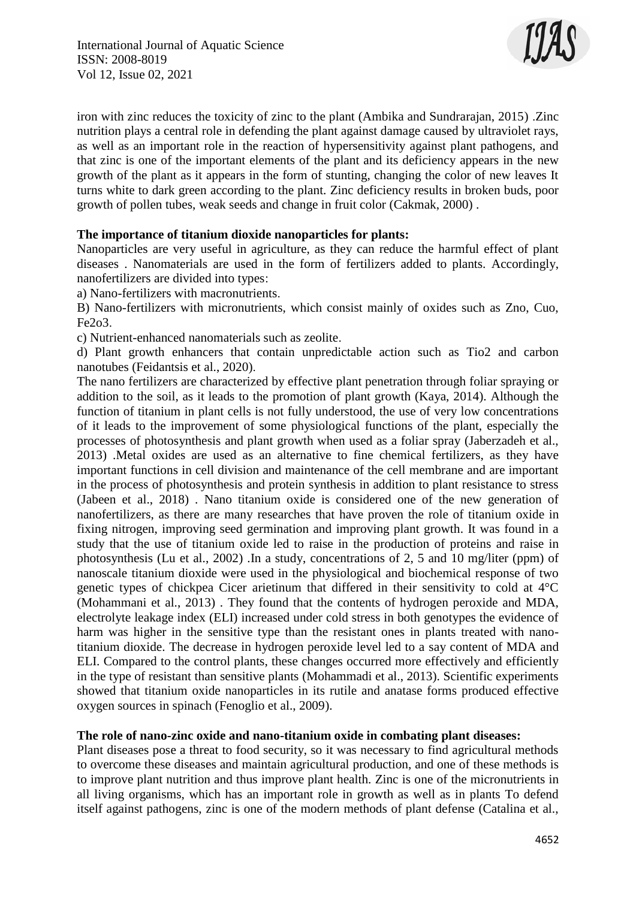iron with zinc reduces the toxicity of zinc to the plant (Ambika and Sundrarajan, 2015) .Zinc nutrition plays a central role in defending the plant against damage caused by ultraviolet rays, as well as an important role in the reaction of hypersensitivity against plant pathogens, and that zinc is one of the important elements of the plant and its deficiency appears in the new growth of the plant as it appears in the form of stunting, changing the color of new leaves It turns white to dark green according to the plant. Zinc deficiency results in broken buds, poor growth of pollen tubes, weak seeds and change in fruit color (Cakmak, 2000) .

**The importance of titanium dioxide nanoparticles for plants:**

Nanoparticles are very useful in agriculture, as they can reduce the harmful effect of plant diseases . Nanomaterials are used in the form of fertilizers added to plants. Accordingly, nanofertilizers are divided into types:

a) Nano-fertilizers with macronutrients.

B) Nano-fertilizers with micronutrients, which consist mainly of oxides such as Zno, Cuo, Fe2o3.

c) Nutrient-enhanced nanomaterials such as zeolite.

d) Plant growth enhancers that contain unpredictable action such as Tio2 and carbon nanotubes (Feidantsis et al., 2020).

The nano fertilizers are characterized by effective plant penetration through foliar spraying or addition to the soil, as it leads to the promotion of plant growth (Kaya, 2014). Although the function of titanium in plant cells is not fully understood, the use of very low concentrations of it leads to the improvement of some physiological functions of the plant, especially the processes of photosynthesis and plant growth when used as a foliar spray (Jaberzadeh et al., 2013) .Metal oxides are used as an alternative to fine chemical fertilizers, as they have important functions in cell division and maintenance of the cell membrane and are important in the process of photosynthesis and protein synthesis in addition to plant resistance to stress (Jabeen et al., 2018) . Nano titanium oxide is considered one of the new generation of nanofertilizers, as there are many researches that have proven the role of titanium oxide in fixing nitrogen, improving seed germination and improving plant growth. It was found in a study that the use of titanium oxide led to raise in the production of proteins and raise in photosynthesis (Lu et al., 2002) .In a study, concentrations of 2, 5 and 10 mg/liter (ppm) of nanoscale titanium dioxide were used in the physiological and biochemical response of two genetic types of chickpea Cicer arietinum that differed in their sensitivity to cold at 4°C (Mohammani et al., 2013) . They found that the contents of hydrogen peroxide and MDA, electrolyte leakage index (ELI) increased under cold stress in both genotypes the evidence of harm was higher in the sensitive type than the resistant ones in plants treated with nano-titanium dioxide. The decrease in hydrogen peroxide level led to a say content of MDA and ELI. Compared to the control plants, these changes occurred more effectively and efficiently in the type of resistant than sensitive plants (Mohammadi et al., 2013). Scientific experiments showed that titanium oxide nanoparticles in its rutile and anatase forms produced effective oxygen sources in spinach (Fenoglio et al., 2009).

**The role of nano-zinc oxide and nano-titanium oxide in combating plant diseases:**

Plant diseases pose a threat to food security, so it was necessary to find agricultural methods to overcome these diseases and maintain agricultural production, and one of these methods is to improve plant nutrition and thus improve plant health. Zinc is one of the micronutrients in all living organisms, which has an important role in growth as well as in plants To defend itself against pathogens, zinc is one of the modern methods of plant defense (Catalina et al.,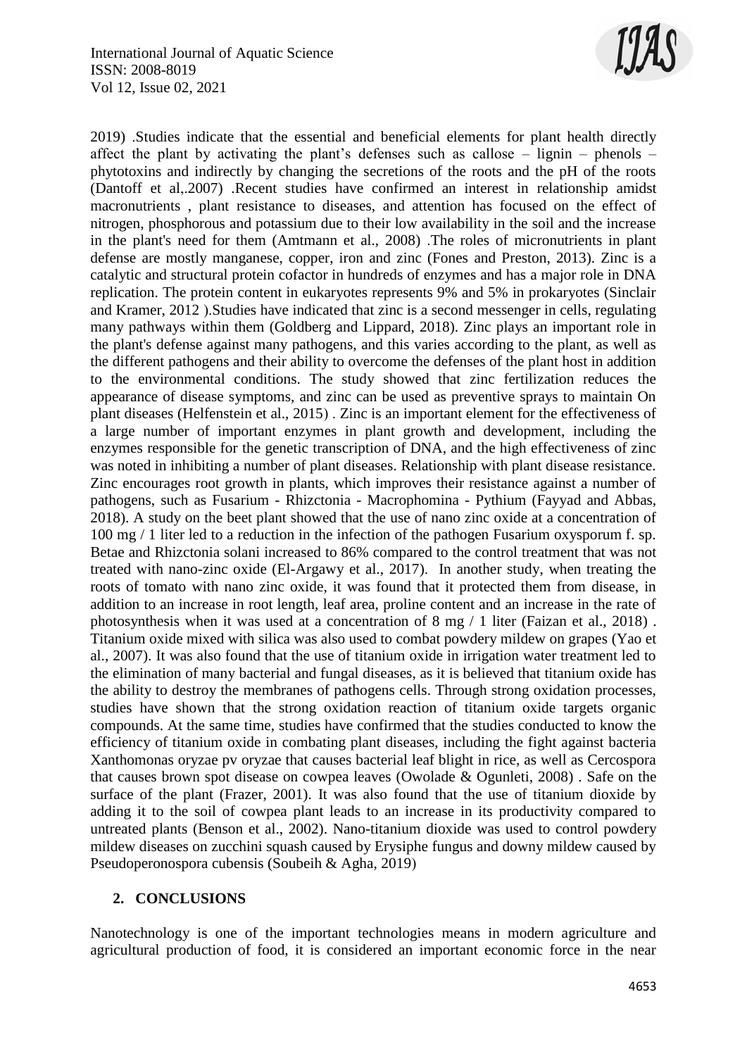2019) .Studies indicate that the essential and beneficial elements for plant health directly affect the plant by activating the plant's defenses such as callose – lignin – phenols – phytotoxins and indirectly by changing the secretions of the roots and the pH of the roots (Dantoff et al,.2007) .Recent studies have confirmed an interest in relationship amidst macronutrients , plant resistance to diseases, and attention has focused on the effect of nitrogen, phosphorous and potassium due to their low availability in the soil and the increase in the plant's need for them (Amtmann et al., 2008) .The roles of micronutrients in plant defense are mostly manganese, copper, iron and zinc (Fones and Preston, 2013). Zinc is a catalytic and structural protein cofactor in hundreds of enzymes and has a major role in DNA replication. The protein content in eukaryotes represents 9% and 5% in prokaryotes (Sinclair and Kramer, 2012 ).Studies have indicated that zinc is a second messenger in cells, regulating many pathways within them (Goldberg and Lippard, 2018). Zinc plays an important role in the plant's defense against many pathogens, and this varies according to the plant, as well as the different pathogens and their ability to overcome the defenses of the plant host in addition to the environmental conditions. The study showed that zinc fertilization reduces the appearance of disease symptoms, and zinc can be used as preventive sprays to maintain On plant diseases (Helfenstein et al., 2015) . Zinc is an important element for the effectiveness of a large number of important enzymes in plant growth and development, including the enzymes responsible for the genetic transcription of DNA, and the high effectiveness of zinc was noted in inhibiting a number of plant diseases. Relationship with plant disease resistance. Zinc encourages root growth in plants, which improves their resistance against a number of pathogens, such as Fusarium - Rhizctonia - Macrophomina - Pythium (Fayyad and Abbas, 2018). A study on the beet plant showed that the use of nano zinc oxide at a concentration of 100 mg / 1 liter led to a reduction in the infection of the pathogen Fusarium oxysporum f. sp. Betae and Rhizctonia solani increased to 86% compared to the control treatment that was not treated with nano-zinc oxide (El-Argawy et al., 2017). In another study, when treating the roots of tomato with nano zinc oxide, it was found that it protected them from disease, in addition to an increase in root length, leaf area, proline content and an increase in the rate of photosynthesis when it was used at a concentration of 8 mg / 1 liter (Faizan et al., 2018) . Titanium oxide mixed with silica was also used to combat powdery mildew on grapes (Yao et al., 2007). It was also found that the use of titanium oxide in irrigation water treatment led to the elimination of many bacterial and fungal diseases, as it is believed that titanium oxide has the ability to destroy the membranes of pathogens cells. Through strong oxidation processes, studies have shown that the strong oxidation reaction of titanium oxide targets organic compounds. At the same time, studies have confirmed that the studies conducted to know the efficiency of titanium oxide in combating plant diseases, including the fight against bacteria Xanthomonas oryzae pv oryzae that causes bacterial leaf blight in rice, as well as Cercospora that causes brown spot disease on cowpea leaves (Owolade & Ogunleti, 2008) . Safe on the surface of the plant (Frazer, 2001). It was also found that the use of titanium dioxide by adding it to the soil of cowpea plant leads to an increase in its productivity compared to untreated plants (Benson et al., 2002). Nano-titanium dioxide was used to control powdery mildew diseases on zucchini squash caused by Erysiphe fungus and downy mildew caused by Pseudoperonospora cubensis (Soubeih & Agha, 2019)

## 2. CONCLUSIONS

Nanotechnology is one of the important technologies means in modern agriculture and agricultural production of food, it is considered an important economic force in the near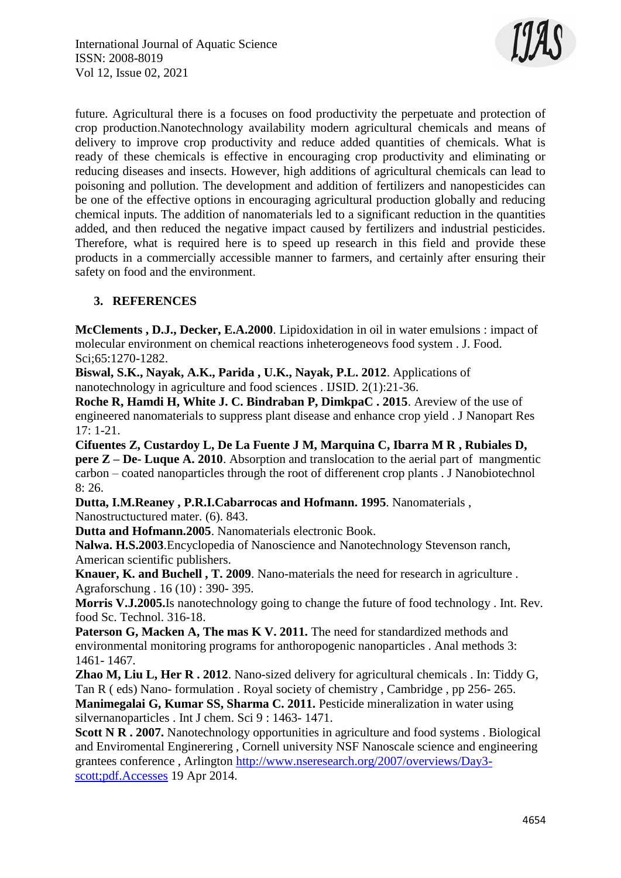future. Agricultural there is a focuses on food productivity the perpetuate and protection of crop production.Nanotechnology availability modern agricultural chemicals and means of delivery to improve crop productivity and reduce added quantities of chemicals. What is ready of these chemicals is effective in encouraging crop productivity and eliminating or reducing diseases and insects. However, high additions of agricultural chemicals can lead to poisoning and pollution. The development and addition of fertilizers and nanopesticides can be one of the effective options in encouraging agricultural production globally and reducing chemical inputs. The addition of nanomaterials led to a significant reduction in the quantities added, and then reduced the negative impact caused by fertilizers and industrial pesticides. Therefore, what is required here is to speed up research in this field and provide these products in a commercially accessible manner to farmers, and certainly after ensuring their safety on food and the environment.

## 3. REFERENCES

**McClements , D.J., Decker, E.A.2000**. Lipidoxidation in oil in water emulsions : impact of molecular environment on chemical reactions inheterogeneovs food system . J. Food. Sci;65:1270-1282.

**Biswal, S.K., Nayak, A.K., Parida , U.K., Nayak, P.L. 2012**. Applications of nanotechnology in agriculture and food sciences . IJSID. 2(1):21-36.

**Roche R, Hamdi H, White J. C. Bindraban P, DimkpaC . 2015**. Areview of the use of engineered nanomaterials to suppress plant disease and enhance crop yield . J Nanopart Res 17: 1-21.

**Cifuentes Z, Custardoy L, De La Fuente J M, Marquina C, Ibarra M R , Rubiales D, pere Z – De- Luque A. 2010**. Absorption and translocation to the aerial part of mangmentic carbon – coated nanoparticles through the root of differenent crop plants . J Nanobiotechnol 8: 26.

**Dutta, I.M.Reaney , P.R.I.Cabarrocas and Hofmann. 1995**. Nanomaterials , Nanostructuctured mater. (6). 843.

**Dutta and Hofmann.2005**. Nanomaterials electronic Book.

**Nalwa. H.S.2003**.Encyclopedia of Nanoscience and Nanotechnology Stevenson ranch, American scientific publishers.

**Knauer, K. and Buchell , T. 2009**. Nano-materials the need for research in agriculture . Agraforschung . 16 (10) : 390- 395.

**Morris V.J.2005.**Is nanotechnology going to change the future of food technology . Int. Rev. food Sc. Technol. 316-18.

**Paterson G, Macken A, The mas K V. 2011.** The need for standardized methods and environmental monitoring programs for anthoropogenic nanoparticles . Anal methods 3: 1461- 1467.

**Zhao M, Liu L, Her R . 2012**. Nano-sized delivery for agricultural chemicals . In: Tiddy G, Tan R ( eds) Nano- formulation . Royal society of chemistry , Cambridge , pp 256- 265.

**Manimegalai G, Kumar SS, Sharma C. 2011.** Pesticide mineralization in water using silvernanoparticles . Int J chem. Sci 9 : 1463- 1471.

**Scott N R . 2007.** Nanotechnology opportunities in agriculture and food systems . Biological and Enviromental Engirerering , Cornell university NSF Nanoscale science and engineering grantees conference , Arlington [http://www.nseresearch.org/2007/overviews/Day3-scott;pdf.Accesses](http://www.nseresearch.org/2007/overviews/Day3-scott;pdf.Accesses) 19 Apr 2014.